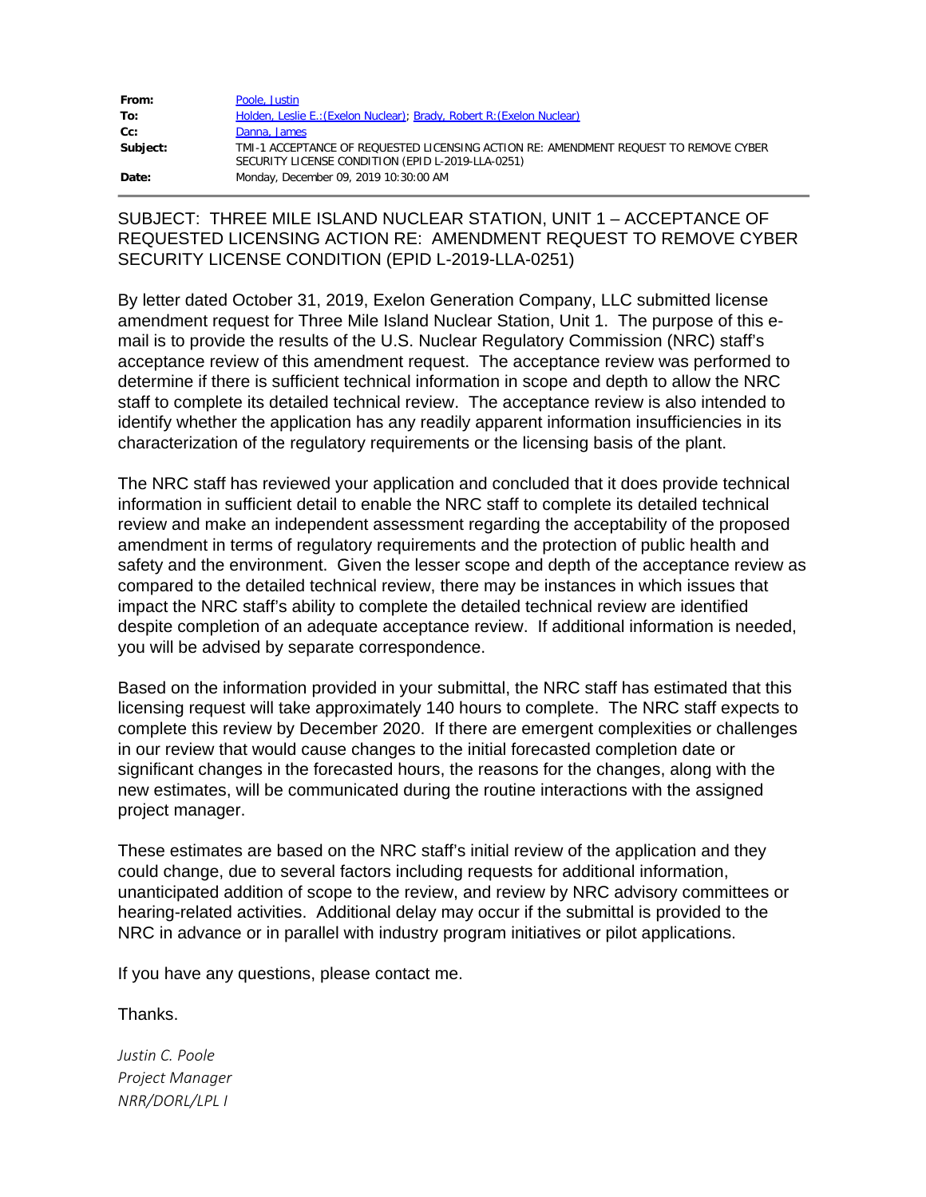| | |
|---|---|
| **From:** | Poole, Justin |
| **To:** | Holden, Leslie E.:(Exelon Nuclear); Brady, Robert R:(Exelon Nuclear) |
| **Cc:** | Danna, James |
| **Subject:** | TMI-1 ACCEPTANCE OF REQUESTED LICENSING ACTION RE: AMENDMENT REQUEST TO REMOVE CYBER SECURITY LICENSE CONDITION (EPID L-2019-LLA-0251) |
| **Date:** | Monday, December 09, 2019 10:30:00 AM |

SUBJECT: THREE MILE ISLAND NUCLEAR STATION, UNIT 1 – ACCEPTANCE OF REQUESTED LICENSING ACTION RE: AMENDMENT REQUEST TO REMOVE CYBER SECURITY LICENSE CONDITION (EPID L-2019-LLA-0251)

By letter dated October 31, 2019, Exelon Generation Company, LLC submitted license amendment request for Three Mile Island Nuclear Station, Unit 1. The purpose of this e-mail is to provide the results of the U.S. Nuclear Regulatory Commission (NRC) staff's acceptance review of this amendment request. The acceptance review was performed to determine if there is sufficient technical information in scope and depth to allow the NRC staff to complete its detailed technical review. The acceptance review is also intended to identify whether the application has any readily apparent information insufficiencies in its characterization of the regulatory requirements or the licensing basis of the plant.

The NRC staff has reviewed your application and concluded that it does provide technical information in sufficient detail to enable the NRC staff to complete its detailed technical review and make an independent assessment regarding the acceptability of the proposed amendment in terms of regulatory requirements and the protection of public health and safety and the environment. Given the lesser scope and depth of the acceptance review as compared to the detailed technical review, there may be instances in which issues that impact the NRC staff's ability to complete the detailed technical review are identified despite completion of an adequate acceptance review. If additional information is needed, you will be advised by separate correspondence.

Based on the information provided in your submittal, the NRC staff has estimated that this licensing request will take approximately 140 hours to complete. The NRC staff expects to complete this review by December 2020. If there are emergent complexities or challenges in our review that would cause changes to the initial forecasted completion date or significant changes in the forecasted hours, the reasons for the changes, along with the new estimates, will be communicated during the routine interactions with the assigned project manager.

These estimates are based on the NRC staff's initial review of the application and they could change, due to several factors including requests for additional information, unanticipated addition of scope to the review, and review by NRC advisory committees or hearing-related activities. Additional delay may occur if the submittal is provided to the NRC in advance or in parallel with industry program initiatives or pilot applications.

If you have any questions, please contact me.

Thanks.

*Justin C. Poole*
*Project Manager*
*NRR/DORL/LPL I*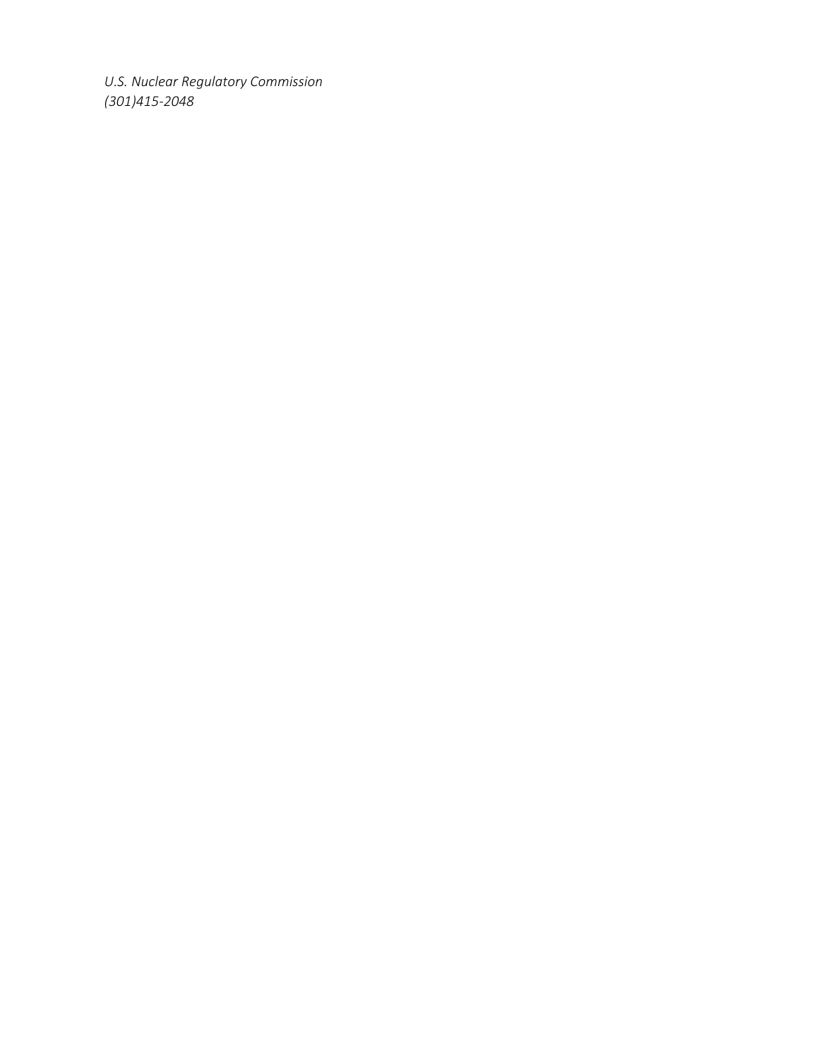*U.S. Nuclear Regulatory Commission*
*(301)415-2048*